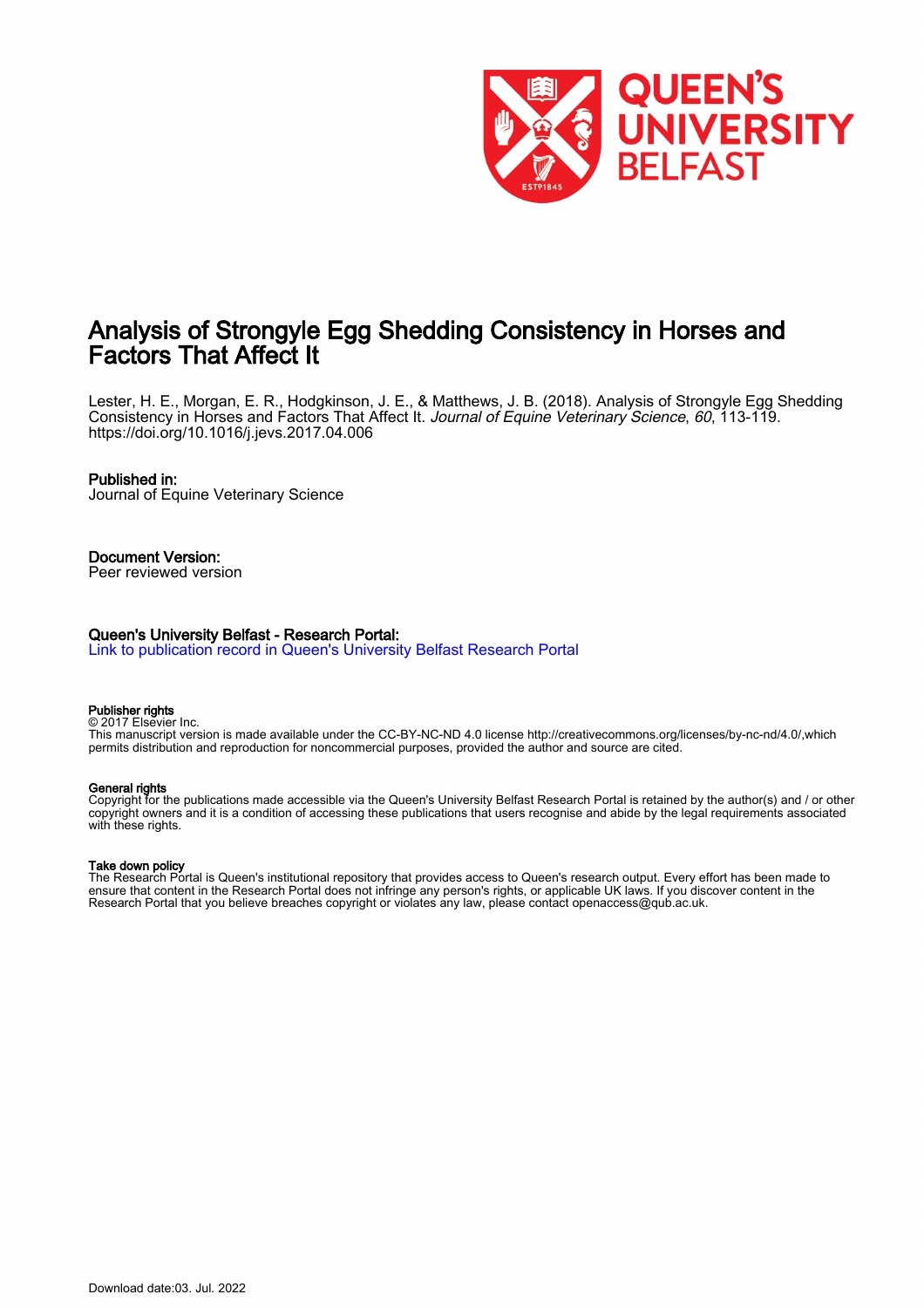# Analysis of Strongyle Egg Shedding Consistency in Horses and Factors That Affect It

Lester, H. E., Morgan, E. R., Hodgkinson, J. E., & Matthews, J. B. (2018). Analysis of Strongyle Egg Shedding Consistency in Horses and Factors That Affect It. *Journal of Equine Veterinary Science*, *60*, 113-119. https://doi.org/10.1016/j.jevs.2017.04.006

**Published in:**
Journal of Equine Veterinary Science

**Document Version:**
Peer reviewed version

**Queen's University Belfast - Research Portal:**
Link to publication record in Queen's University Belfast Research Portal

**Publisher rights**
© 2017 Elsevier Inc.
This manuscript version is made available under the CC-BY-NC-ND 4.0 license http://creativecommons.org/licenses/by-nc-nd/4.0/,which permits distribution and reproduction for noncommercial purposes, provided the author and source are cited.

**General rights**
Copyright for the publications made accessible via the Queen's University Belfast Research Portal is retained by the author(s) and / or other copyright owners and it is a condition of accessing these publications that users recognise and abide by the legal requirements associated with these rights.

**Take down policy**
The Research Portal is Queen's institutional repository that provides access to Queen's research output. Every effort has been made to ensure that content in the Research Portal does not infringe any person's rights, or applicable UK laws. If you discover content in the Research Portal that you believe breaches copyright or violates any law, please contact openaccess@qub.ac.uk.

Download date:03. Jul. 2022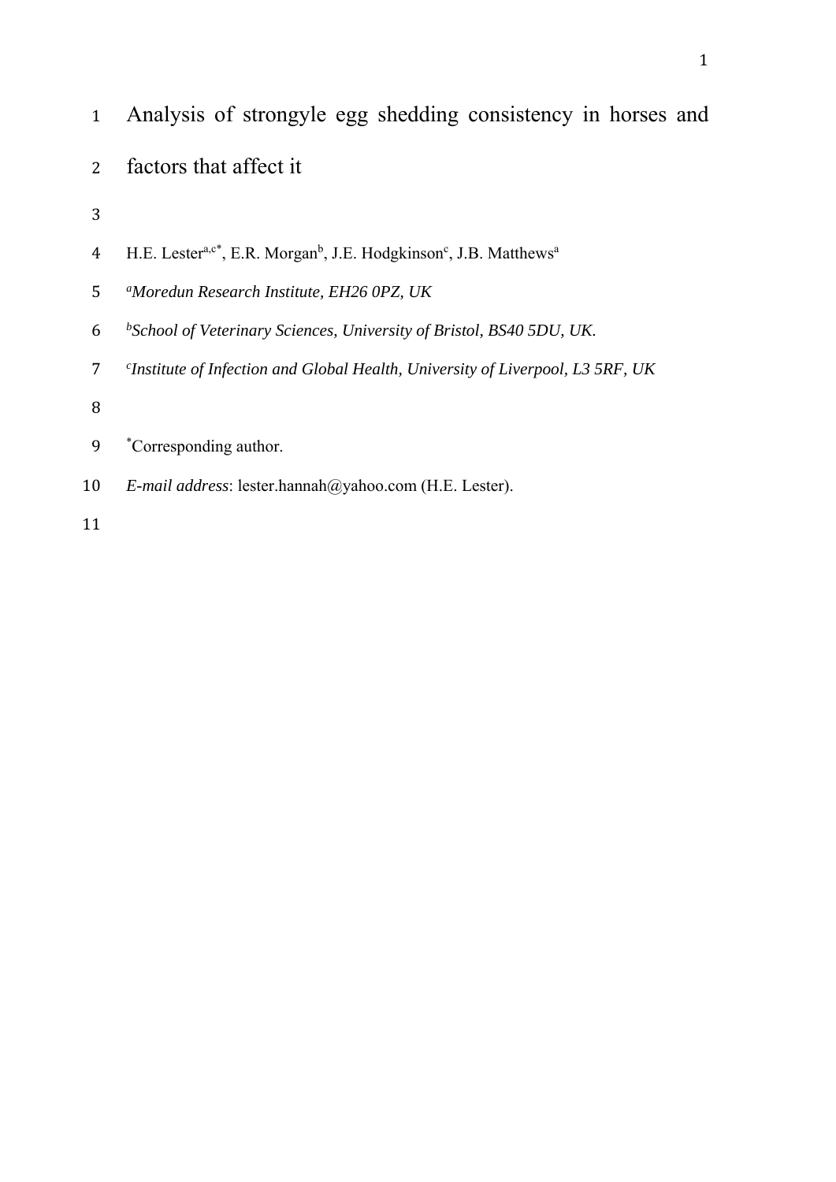# Analysis of strongyle egg shedding consistency in horses and factors that affect it

H.E. Lester[a,c*], E.R. Morgan[b], J.E. Hodgkinson[c], J.B. Matthews[a]

[a]*Moredun Research Institute, EH26 0PZ, UK*

[b]*School of Veterinary Sciences, University of Bristol, BS40 5DU, UK.*

[c]*Institute of Infection and Global Health, University of Liverpool, L3 5RF, UK*

[*]Corresponding author.

*E-mail address*: lester.hannah@yahoo.com (H.E. Lester).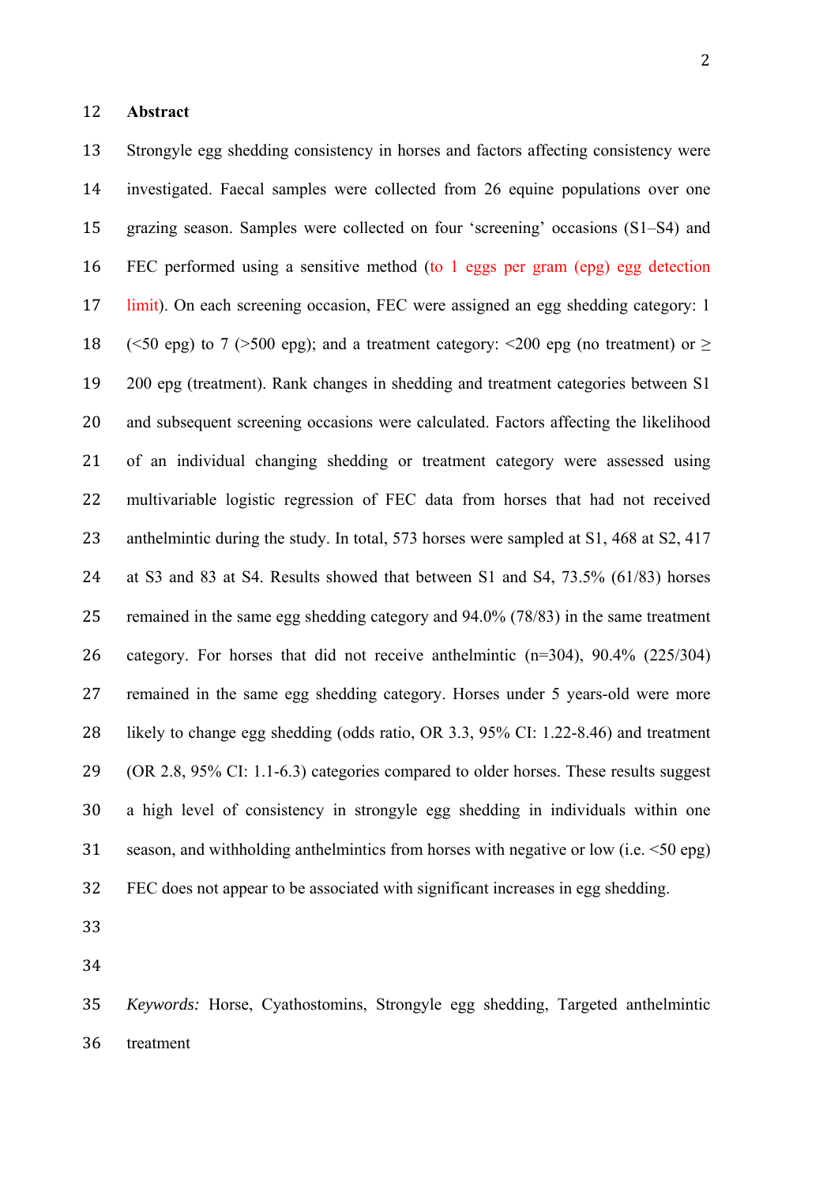## Abstract

Strongyle egg shedding consistency in horses and factors affecting consistency were investigated. Faecal samples were collected from 26 equine populations over one grazing season. Samples were collected on four 'screening' occasions (S1–S4) and FEC performed using a sensitive method (to 1 eggs per gram (epg) egg detection limit). On each screening occasion, FEC were assigned an egg shedding category: 1 (<50 epg) to 7 (>500 epg); and a treatment category: <200 epg (no treatment) or ≥ 200 epg (treatment). Rank changes in shedding and treatment categories between S1 and subsequent screening occasions were calculated. Factors affecting the likelihood of an individual changing shedding or treatment category were assessed using multivariable logistic regression of FEC data from horses that had not received anthelmintic during the study. In total, 573 horses were sampled at S1, 468 at S2, 417 at S3 and 83 at S4. Results showed that between S1 and S4, 73.5% (61/83) horses remained in the same egg shedding category and 94.0% (78/83) in the same treatment category. For horses that did not receive anthelmintic (n=304), 90.4% (225/304) remained in the same egg shedding category. Horses under 5 years-old were more likely to change egg shedding (odds ratio, OR 3.3, 95% CI: 1.22-8.46) and treatment (OR 2.8, 95% CI: 1.1-6.3) categories compared to older horses. These results suggest a high level of consistency in strongyle egg shedding in individuals within one season, and withholding anthelmintics from horses with negative or low (i.e. <50 epg) FEC does not appear to be associated with significant increases in egg shedding.

*Keywords:* Horse, Cyathostomins, Strongyle egg shedding, Targeted anthelmintic treatment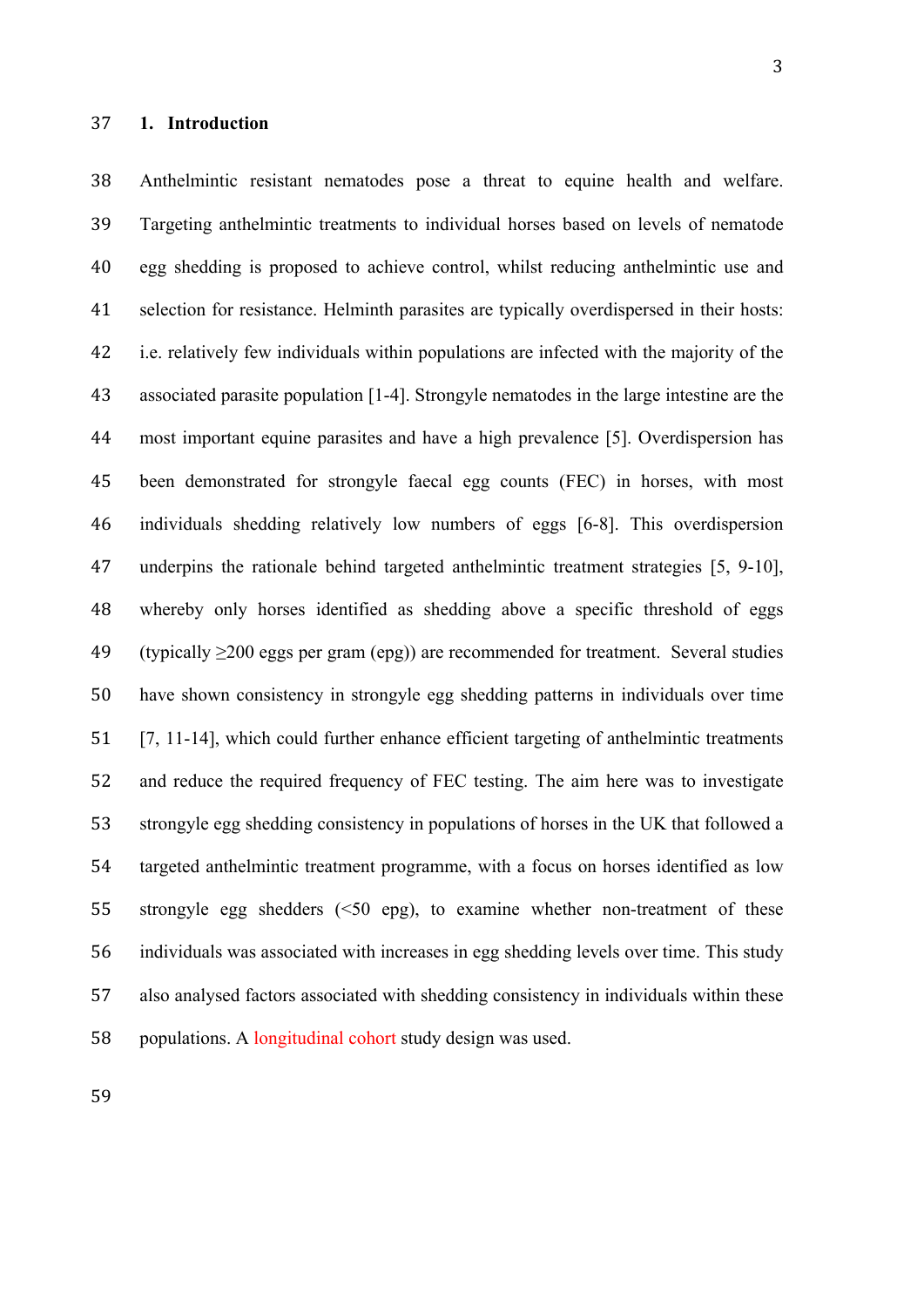## 1. Introduction

Anthelmintic resistant nematodes pose a threat to equine health and welfare. Targeting anthelmintic treatments to individual horses based on levels of nematode egg shedding is proposed to achieve control, whilst reducing anthelmintic use and selection for resistance. Helminth parasites are typically overdispersed in their hosts: i.e. relatively few individuals within populations are infected with the majority of the associated parasite population [1-4]. Strongyle nematodes in the large intestine are the most important equine parasites and have a high prevalence [5]. Overdispersion has been demonstrated for strongyle faecal egg counts (FEC) in horses, with most individuals shedding relatively low numbers of eggs [6-8]. This overdispersion underpins the rationale behind targeted anthelmintic treatment strategies [5, 9-10], whereby only horses identified as shedding above a specific threshold of eggs (typically ≥200 eggs per gram (epg)) are recommended for treatment. Several studies have shown consistency in strongyle egg shedding patterns in individuals over time [7, 11-14], which could further enhance efficient targeting of anthelmintic treatments and reduce the required frequency of FEC testing. The aim here was to investigate strongyle egg shedding consistency in populations of horses in the UK that followed a targeted anthelmintic treatment programme, with a focus on horses identified as low strongyle egg shedders (<50 epg), to examine whether non-treatment of these individuals was associated with increases in egg shedding levels over time. This study also analysed factors associated with shedding consistency in individuals within these populations. A longitudinal cohort study design was used.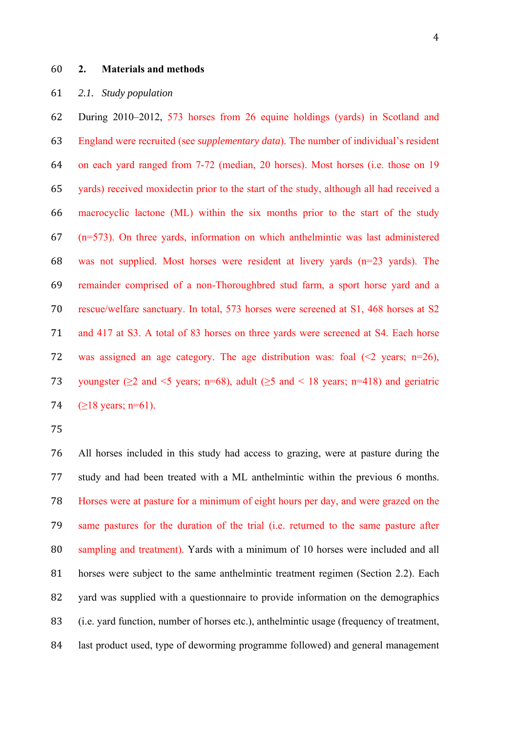## 2. Materials and methods

### *2.1. Study population*

During 2010–2012, 573 horses from 26 equine holdings (yards) in Scotland and England were recruited (see *supplementary data*). The number of individual's resident on each yard ranged from 7-72 (median, 20 horses). Most horses (i.e. those on 19 yards) received moxidectin prior to the start of the study, although all had received a macrocyclic lactone (ML) within the six months prior to the start of the study (n=573). On three yards, information on which anthelmintic was last administered was not supplied. Most horses were resident at livery yards (n=23 yards). The remainder comprised of a non-Thoroughbred stud farm, a sport horse yard and a rescue/welfare sanctuary. In total, 573 horses were screened at S1, 468 horses at S2 and 417 at S3. A total of 83 horses on three yards were screened at S4. Each horse was assigned an age category. The age distribution was: foal (<2 years; n=26), youngster (≥2 and <5 years; n=68), adult (≥5 and < 18 years; n=418) and geriatric (≥18 years; n=61).

All horses included in this study had access to grazing, were at pasture during the study and had been treated with a ML anthelmintic within the previous 6 months. Horses were at pasture for a minimum of eight hours per day, and were grazed on the same pastures for the duration of the trial (i.e. returned to the same pasture after sampling and treatment). Yards with a minimum of 10 horses were included and all horses were subject to the same anthelmintic treatment regimen (Section 2.2). Each yard was supplied with a questionnaire to provide information on the demographics (i.e. yard function, number of horses etc.), anthelmintic usage (frequency of treatment, last product used, type of deworming programme followed) and general management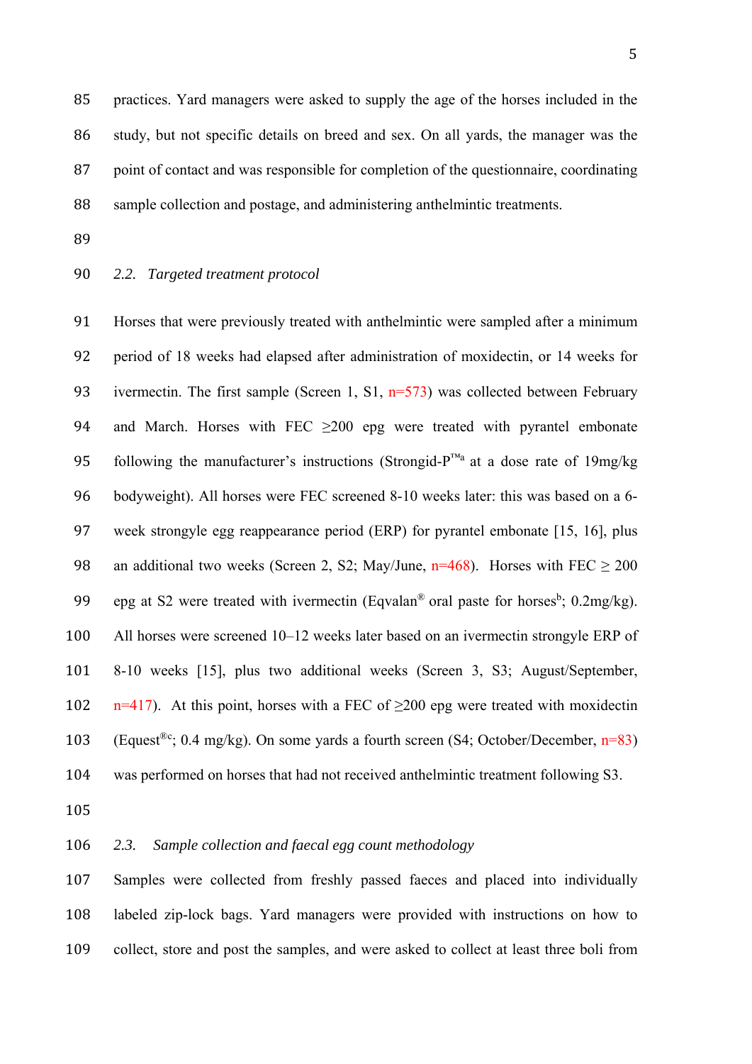practices. Yard managers were asked to supply the age of the horses included in the study, but not specific details on breed and sex. On all yards, the manager was the point of contact and was responsible for completion of the questionnaire, coordinating sample collection and postage, and administering anthelmintic treatments.

### *2.2. Targeted treatment protocol*

Horses that were previously treated with anthelmintic were sampled after a minimum period of 18 weeks had elapsed after administration of moxidectin, or 14 weeks for ivermectin. The first sample (Screen 1, S1, n=573) was collected between February and March. Horses with FEC ≥200 epg were treated with pyrantel embonate following the manufacturer's instructions (Strongid-P™[a] at a dose rate of 19mg/kg bodyweight). All horses were FEC screened 8-10 weeks later: this was based on a 6-week strongyle egg reappearance period (ERP) for pyrantel embonate [15, 16], plus an additional two weeks (Screen 2, S2; May/June, n=468). Horses with FEC ≥ 200 epg at S2 were treated with ivermectin (Eqvalan® oral paste for horses[b]; 0.2mg/kg). All horses were screened 10–12 weeks later based on an ivermectin strongyle ERP of 8-10 weeks [15], plus two additional weeks (Screen 3, S3; August/September, n=417). At this point, horses with a FEC of ≥200 epg were treated with moxidectin (Equest®[c]; 0.4 mg/kg). On some yards a fourth screen (S4; October/December, n=83) was performed on horses that had not received anthelmintic treatment following S3.

### *2.3. Sample collection and faecal egg count methodology*

Samples were collected from freshly passed faeces and placed into individually labeled zip-lock bags. Yard managers were provided with instructions on how to collect, store and post the samples, and were asked to collect at least three boli from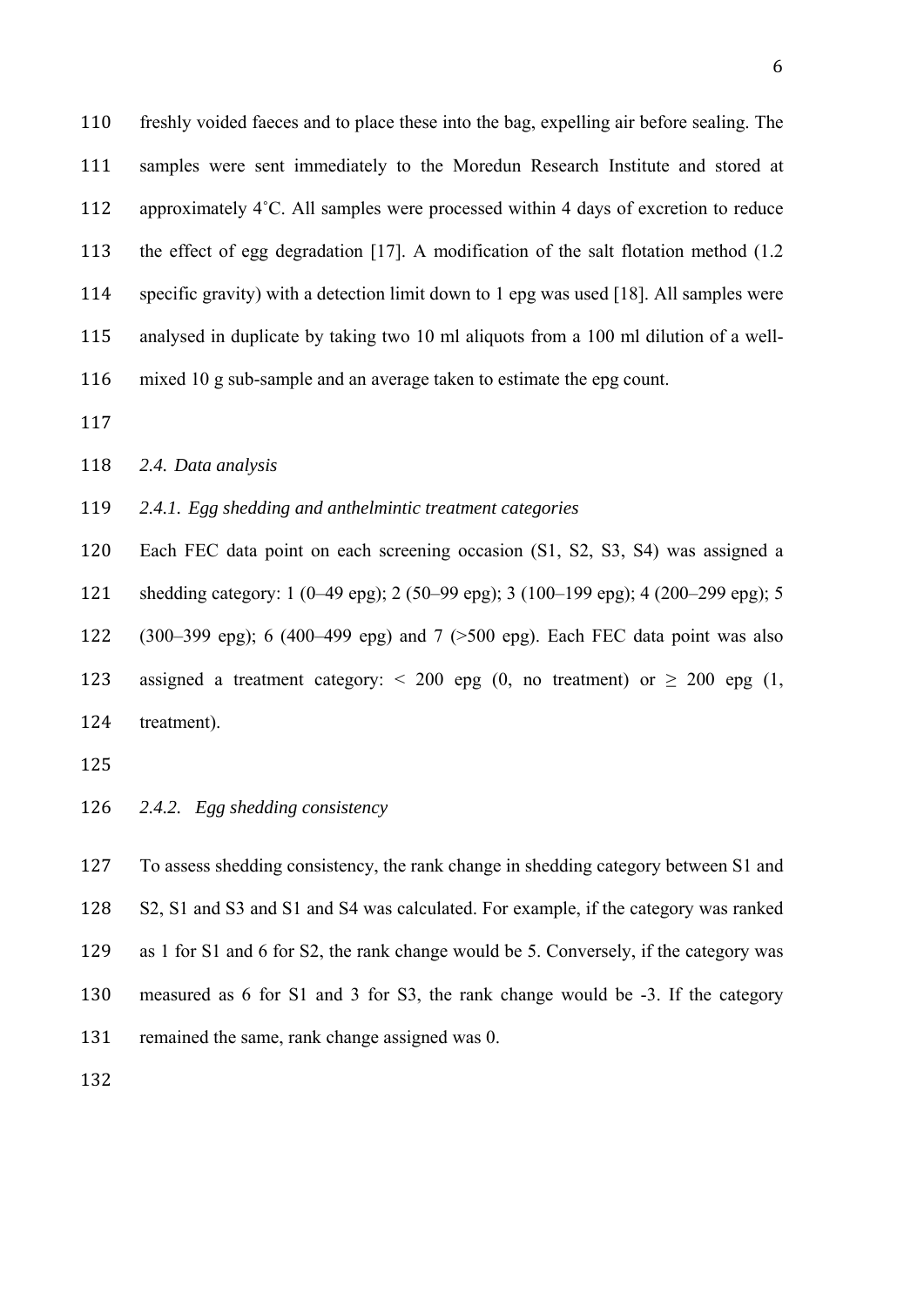freshly voided faeces and to place these into the bag, expelling air before sealing. The samples were sent immediately to the Moredun Research Institute and stored at approximately 4˚C. All samples were processed within 4 days of excretion to reduce the effect of egg degradation [17]. A modification of the salt flotation method (1.2 specific gravity) with a detection limit down to 1 epg was used [18]. All samples were analysed in duplicate by taking two 10 ml aliquots from a 100 ml dilution of a well-mixed 10 g sub-sample and an average taken to estimate the epg count.

### *2.4. Data analysis*

#### *2.4.1. Egg shedding and anthelmintic treatment categories*

Each FEC data point on each screening occasion (S1, S2, S3, S4) was assigned a shedding category: 1 (0–49 epg); 2 (50–99 epg); 3 (100–199 epg); 4 (200–299 epg); 5 (300–399 epg); 6 (400–499 epg) and 7 (>500 epg). Each FEC data point was also assigned a treatment category: $<$ 200 epg (0, no treatment) or $\geq$ 200 epg (1, treatment).

#### *2.4.2. Egg shedding consistency*

To assess shedding consistency, the rank change in shedding category between S1 and S2, S1 and S3 and S1 and S4 was calculated. For example, if the category was ranked as 1 for S1 and 6 for S2, the rank change would be 5. Conversely, if the category was measured as 6 for S1 and 3 for S3, the rank change would be -3. If the category remained the same, rank change assigned was 0.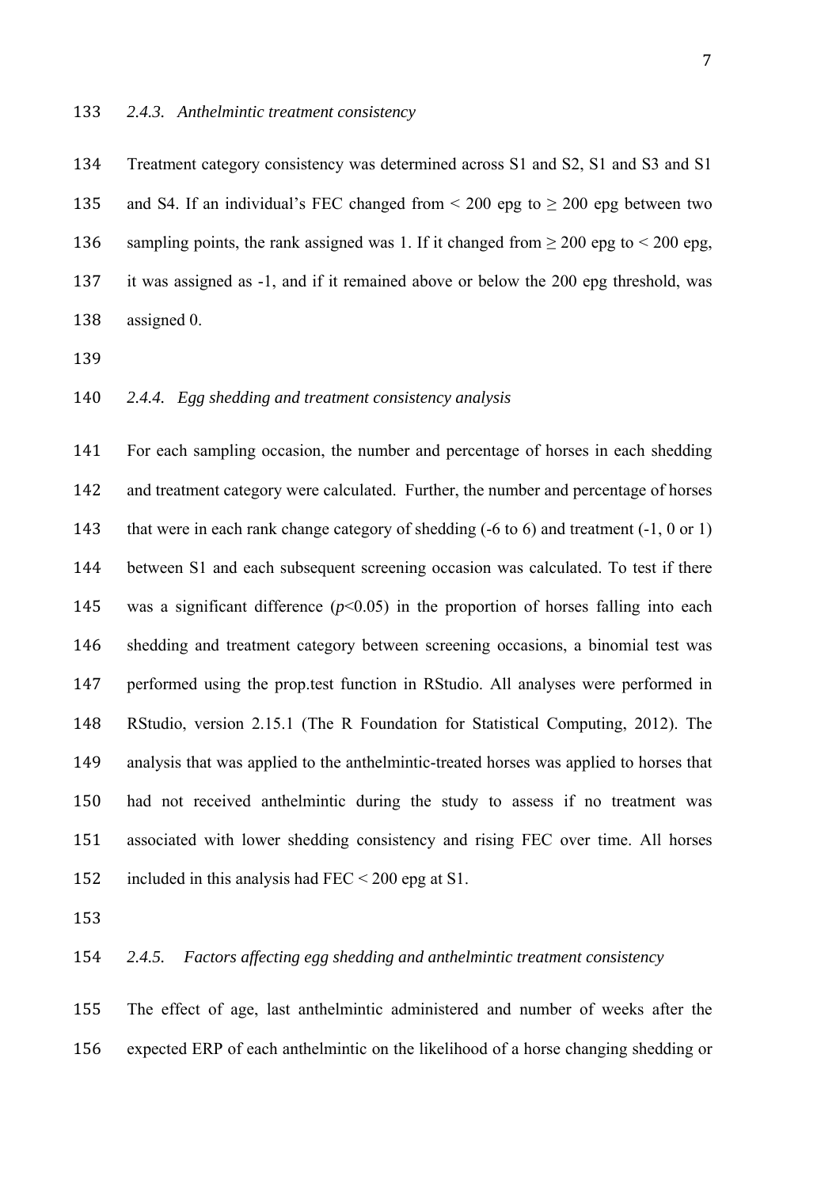### *2.4.3. Anthelmintic treatment consistency*

Treatment category consistency was determined across S1 and S2, S1 and S3 and S1 and S4. If an individual's FEC changed from < 200 epg to ≥ 200 epg between two sampling points, the rank assigned was 1. If it changed from ≥ 200 epg to < 200 epg, it was assigned as -1, and if it remained above or below the 200 epg threshold, was assigned 0.

### *2.4.4. Egg shedding and treatment consistency analysis*

For each sampling occasion, the number and percentage of horses in each shedding and treatment category were calculated. Further, the number and percentage of horses that were in each rank change category of shedding (-6 to 6) and treatment (-1, 0 or 1) between S1 and each subsequent screening occasion was calculated. To test if there was a significant difference ($p$<0.05) in the proportion of horses falling into each shedding and treatment category between screening occasions, a binomial test was performed using the prop.test function in RStudio. All analyses were performed in RStudio, version 2.15.1 (The R Foundation for Statistical Computing, 2012). The analysis that was applied to the anthelmintic-treated horses was applied to horses that had not received anthelmintic during the study to assess if no treatment was associated with lower shedding consistency and rising FEC over time. All horses included in this analysis had FEC < 200 epg at S1.

### *2.4.5. Factors affecting egg shedding and anthelmintic treatment consistency*

The effect of age, last anthelmintic administered and number of weeks after the expected ERP of each anthelmintic on the likelihood of a horse changing shedding or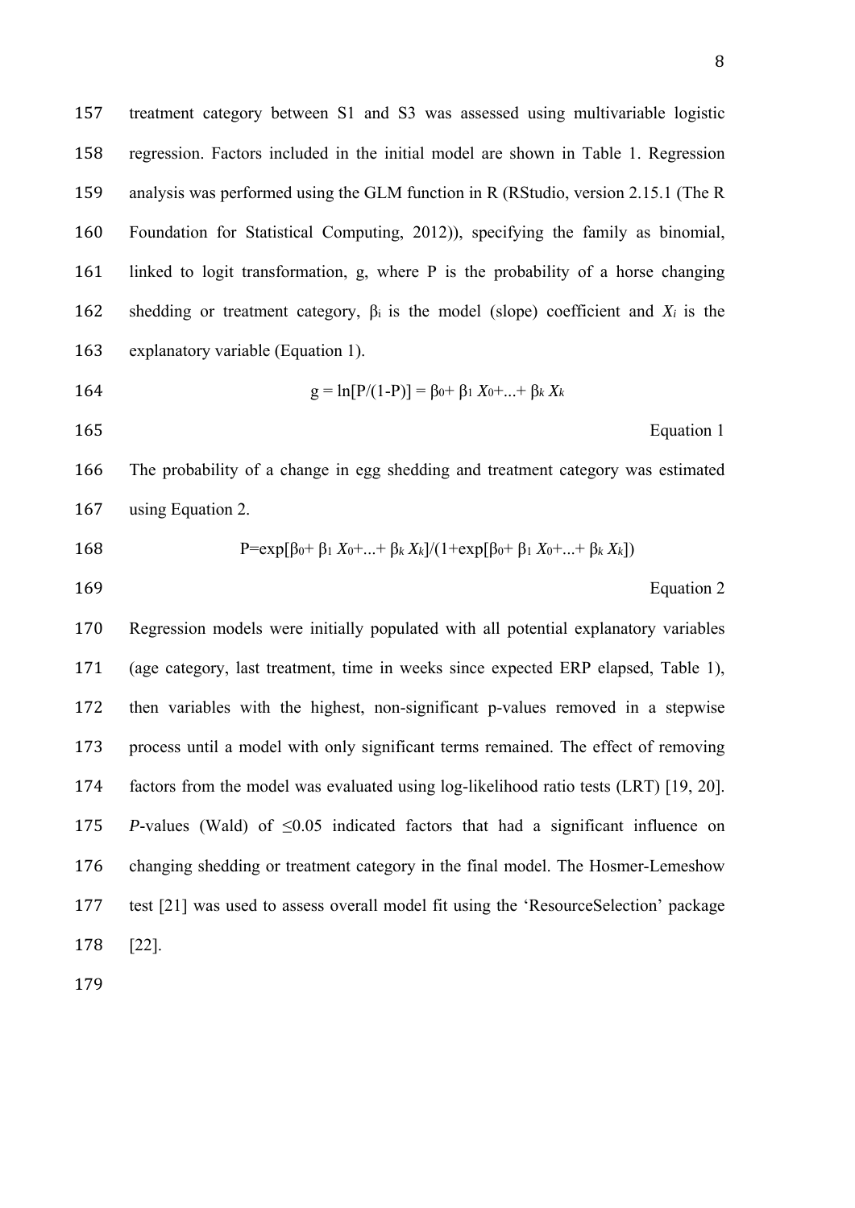treatment category between S1 and S3 was assessed using multivariable logistic regression. Factors included in the initial model are shown in Table 1. Regression analysis was performed using the GLM function in R (RStudio, version 2.15.1 (The R Foundation for Statistical Computing, 2012)), specifying the family as binomial, linked to logit transformation, g, where P is the probability of a horse changing shedding or treatment category, $\beta_i$ is the model (slope) coefficient and $X_i$ is the explanatory variable (Equation 1).

$$g = \ln[P/(1-P)] = \beta_0 + \beta_1 X_0 + ... + \beta_k X_k$$

Equation 1

The probability of a change in egg shedding and treatment category was estimated using Equation 2.

$$P = \exp[\beta_0 + \beta_1 X_0 + ... + \beta_k X_k]/(1 + \exp[\beta_0 + \beta_1 X_0 + ... + \beta_k X_k])$$

Equation 2

Regression models were initially populated with all potential explanatory variables (age category, last treatment, time in weeks since expected ERP elapsed, Table 1), then variables with the highest, non-significant p-values removed in a stepwise process until a model with only significant terms remained. The effect of removing factors from the model was evaluated using log-likelihood ratio tests (LRT) [19, 20]. *P*-values (Wald) of $\leq 0.05$ indicated factors that had a significant influence on changing shedding or treatment category in the final model. The Hosmer-Lemeshow test [21] was used to assess overall model fit using the 'ResourceSelection' package [22].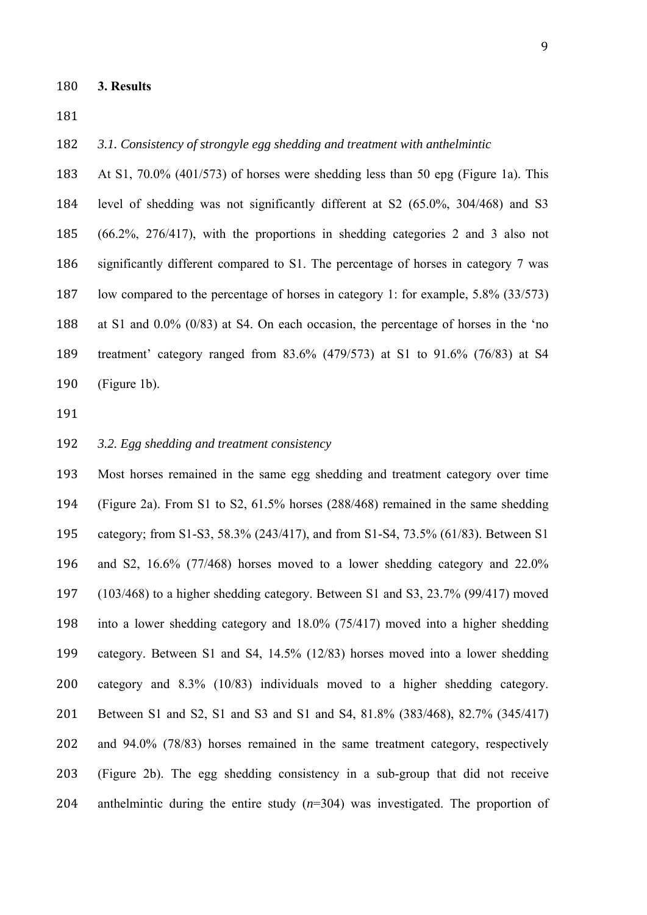## 3. Results

### *3.1. Consistency of strongyle egg shedding and treatment with anthelmintic*

At S1, 70.0% (401/573) of horses were shedding less than 50 epg (Figure 1a). This level of shedding was not significantly different at S2 (65.0%, 304/468) and S3 (66.2%, 276/417), with the proportions in shedding categories 2 and 3 also not significantly different compared to S1. The percentage of horses in category 7 was low compared to the percentage of horses in category 1: for example, 5.8% (33/573) at S1 and 0.0% (0/83) at S4. On each occasion, the percentage of horses in the 'no treatment' category ranged from 83.6% (479/573) at S1 to 91.6% (76/83) at S4 (Figure 1b).

### *3.2. Egg shedding and treatment consistency*

Most horses remained in the same egg shedding and treatment category over time (Figure 2a). From S1 to S2, 61.5% horses (288/468) remained in the same shedding category; from S1-S3, 58.3% (243/417), and from S1-S4, 73.5% (61/83). Between S1 and S2, 16.6% (77/468) horses moved to a lower shedding category and 22.0% (103/468) to a higher shedding category. Between S1 and S3, 23.7% (99/417) moved into a lower shedding category and 18.0% (75/417) moved into a higher shedding category. Between S1 and S4, 14.5% (12/83) horses moved into a lower shedding category and 8.3% (10/83) individuals moved to a higher shedding category. Between S1 and S2, S1 and S3 and S1 and S4, 81.8% (383/468), 82.7% (345/417) and 94.0% (78/83) horses remained in the same treatment category, respectively (Figure 2b). The egg shedding consistency in a sub-group that did not receive anthelmintic during the entire study ($n$=304) was investigated. The proportion of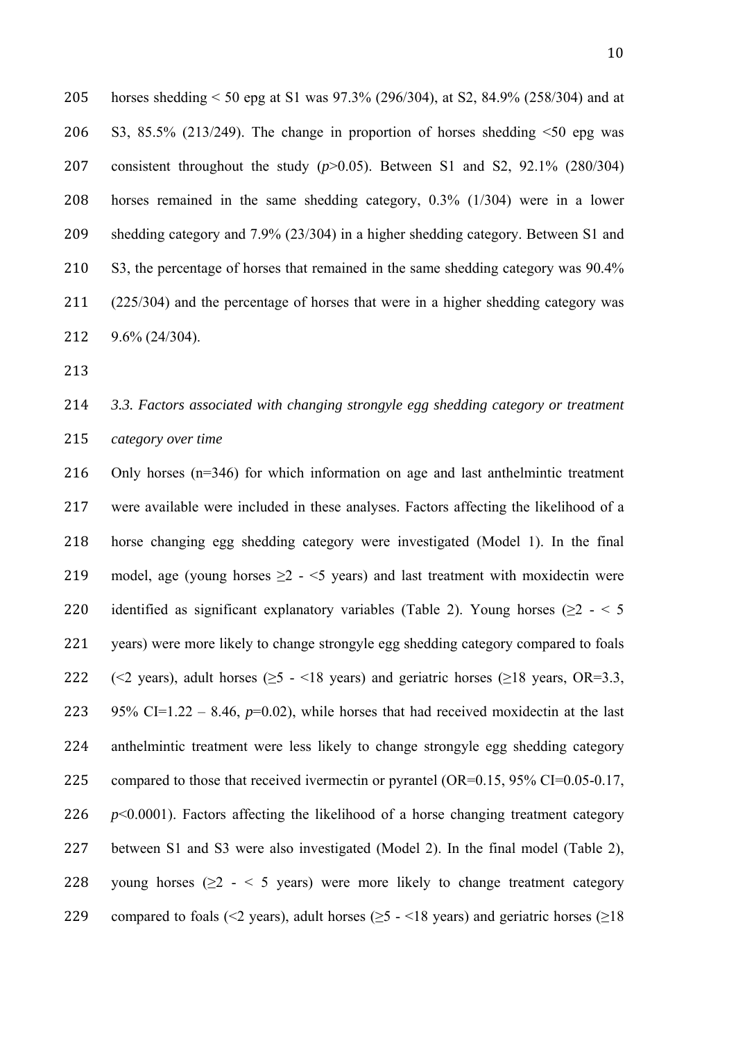horses shedding < 50 epg at S1 was 97.3% (296/304), at S2, 84.9% (258/304) and at S3, 85.5% (213/249). The change in proportion of horses shedding <50 epg was consistent throughout the study ($p$>0.05). Between S1 and S2, 92.1% (280/304) horses remained in the same shedding category, 0.3% (1/304) were in a lower shedding category and 7.9% (23/304) in a higher shedding category. Between S1 and S3, the percentage of horses that remained in the same shedding category was 90.4% (225/304) and the percentage of horses that were in a higher shedding category was 9.6% (24/304).

*3.3. Factors associated with changing strongyle egg shedding category or treatment category over time*

Only horses (n=346) for which information on age and last anthelmintic treatment were available were included in these analyses. Factors affecting the likelihood of a horse changing egg shedding category were investigated (Model 1). In the final model, age (young horses ≥2 - <5 years) and last treatment with moxidectin were identified as significant explanatory variables (Table 2). Young horses (≥2 - < 5 years) were more likely to change strongyle egg shedding category compared to foals (<2 years), adult horses (≥5 - <18 years) and geriatric horses (≥18 years, OR=3.3, 95% CI=1.22 – 8.46, $p$=0.02), while horses that had received moxidectin at the last anthelmintic treatment were less likely to change strongyle egg shedding category compared to those that received ivermectin or pyrantel (OR=0.15, 95% CI=0.05-0.17, $p$<0.0001). Factors affecting the likelihood of a horse changing treatment category between S1 and S3 were also investigated (Model 2). In the final model (Table 2), young horses (≥2 - < 5 years) were more likely to change treatment category compared to foals (<2 years), adult horses (≥5 - <18 years) and geriatric horses (≥18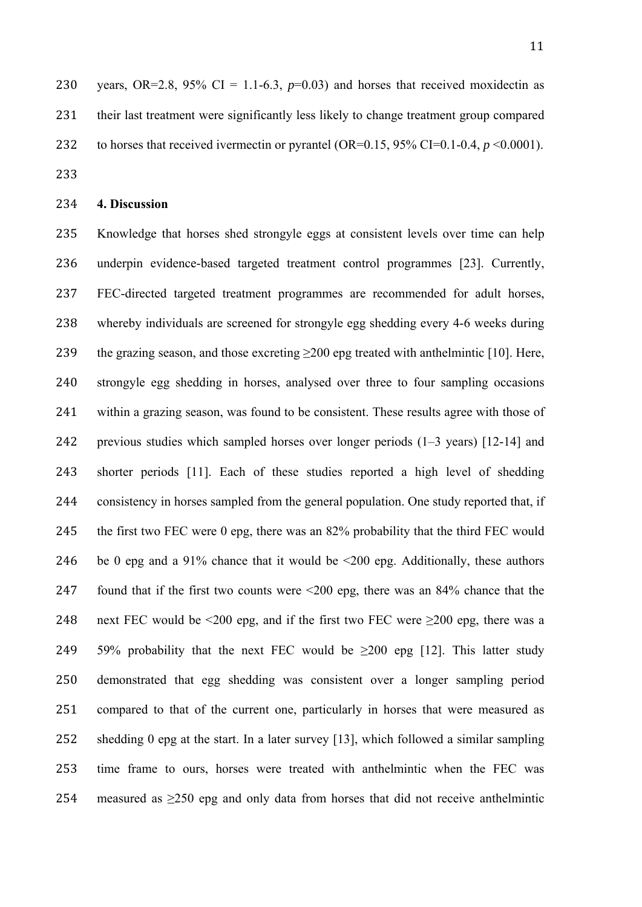years, OR=2.8, 95% CI = 1.1-6.3, $p$=0.03) and horses that received moxidectin as their last treatment were significantly less likely to change treatment group compared to horses that received ivermectin or pyrantel (OR=0.15, 95% CI=0.1-0.4, $p$ <0.0001).

## 4. Discussion

Knowledge that horses shed strongyle eggs at consistent levels over time can help underpin evidence-based targeted treatment control programmes [23]. Currently, FEC-directed targeted treatment programmes are recommended for adult horses, whereby individuals are screened for strongyle egg shedding every 4-6 weeks during the grazing season, and those excreting ≥200 epg treated with anthelmintic [10]. Here, strongyle egg shedding in horses, analysed over three to four sampling occasions within a grazing season, was found to be consistent. These results agree with those of previous studies which sampled horses over longer periods (1–3 years) [12-14] and shorter periods [11]. Each of these studies reported a high level of shedding consistency in horses sampled from the general population. One study reported that, if the first two FEC were 0 epg, there was an 82% probability that the third FEC would be 0 epg and a 91% chance that it would be <200 epg. Additionally, these authors found that if the first two counts were <200 epg, there was an 84% chance that the next FEC would be <200 epg, and if the first two FEC were ≥200 epg, there was a 59% probability that the next FEC would be ≥200 epg [12]. This latter study demonstrated that egg shedding was consistent over a longer sampling period compared to that of the current one, particularly in horses that were measured as shedding 0 epg at the start. In a later survey [13], which followed a similar sampling time frame to ours, horses were treated with anthelmintic when the FEC was measured as ≥250 epg and only data from horses that did not receive anthelmintic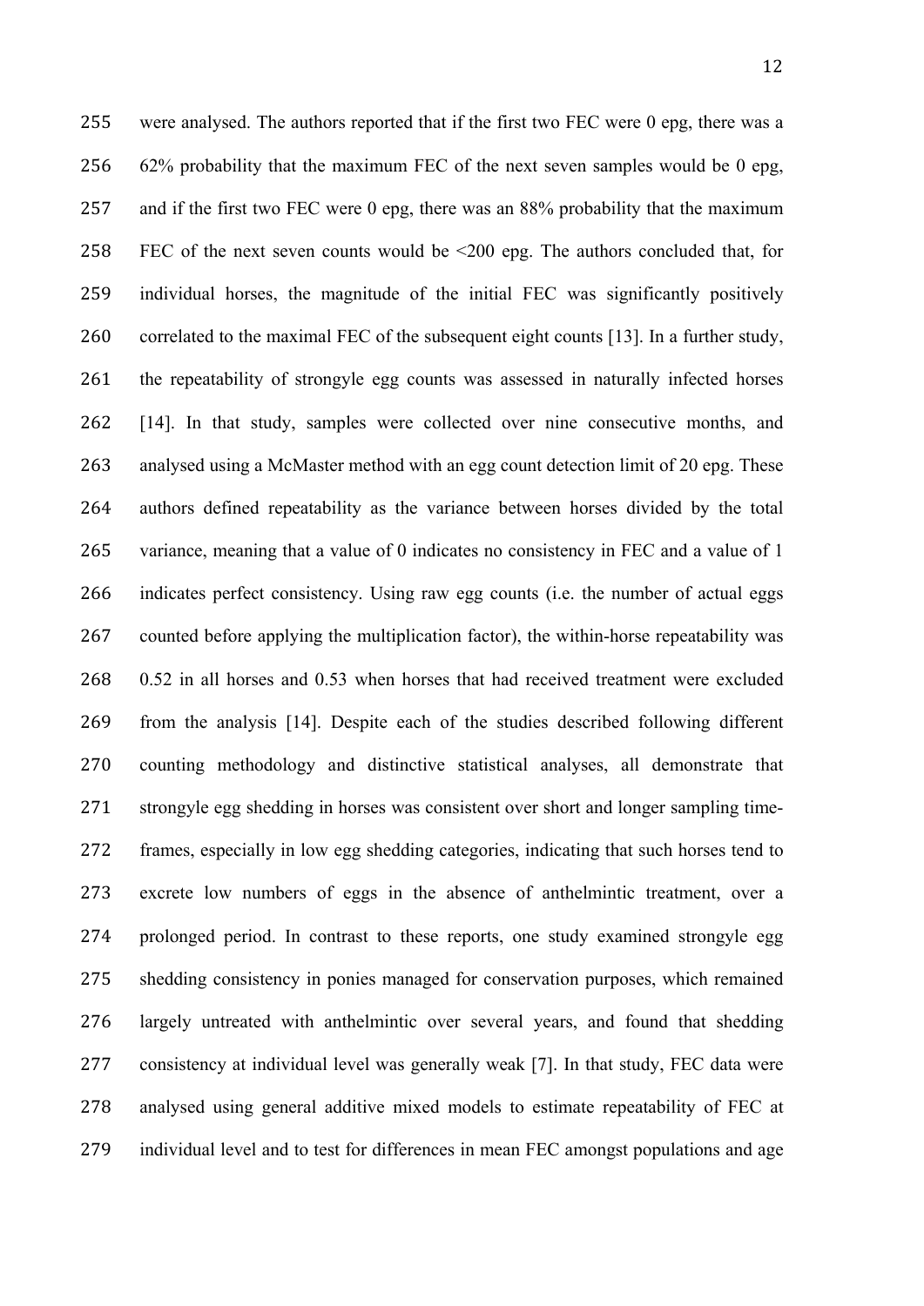were analysed. The authors reported that if the first two FEC were 0 epg, there was a 62% probability that the maximum FEC of the next seven samples would be 0 epg, and if the first two FEC were 0 epg, there was an 88% probability that the maximum FEC of the next seven counts would be <200 epg. The authors concluded that, for individual horses, the magnitude of the initial FEC was significantly positively correlated to the maximal FEC of the subsequent eight counts [13]. In a further study, the repeatability of strongyle egg counts was assessed in naturally infected horses [14]. In that study, samples were collected over nine consecutive months, and analysed using a McMaster method with an egg count detection limit of 20 epg. These authors defined repeatability as the variance between horses divided by the total variance, meaning that a value of 0 indicates no consistency in FEC and a value of 1 indicates perfect consistency. Using raw egg counts (i.e. the number of actual eggs counted before applying the multiplication factor), the within-horse repeatability was 0.52 in all horses and 0.53 when horses that had received treatment were excluded from the analysis [14]. Despite each of the studies described following different counting methodology and distinctive statistical analyses, all demonstrate that strongyle egg shedding in horses was consistent over short and longer sampling time-frames, especially in low egg shedding categories, indicating that such horses tend to excrete low numbers of eggs in the absence of anthelmintic treatment, over a prolonged period. In contrast to these reports, one study examined strongyle egg shedding consistency in ponies managed for conservation purposes, which remained largely untreated with anthelmintic over several years, and found that shedding consistency at individual level was generally weak [7]. In that study, FEC data were analysed using general additive mixed models to estimate repeatability of FEC at individual level and to test for differences in mean FEC amongst populations and age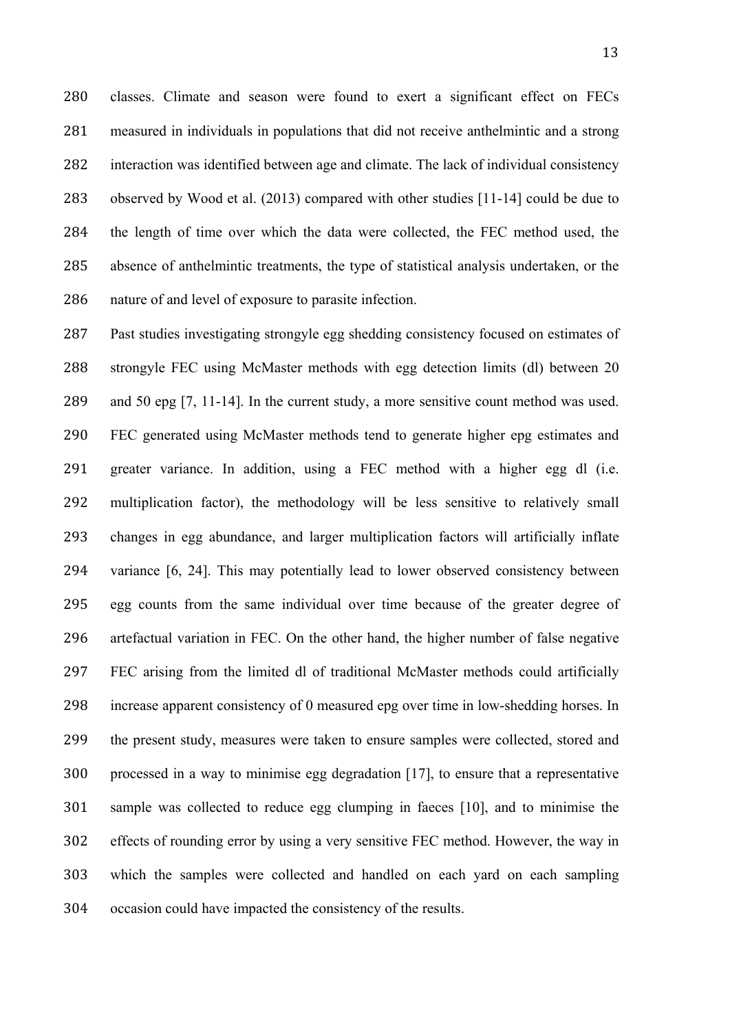classes. Climate and season were found to exert a significant effect on FECs measured in individuals in populations that did not receive anthelmintic and a strong interaction was identified between age and climate. The lack of individual consistency observed by Wood et al. (2013) compared with other studies [11-14] could be due to the length of time over which the data were collected, the FEC method used, the absence of anthelmintic treatments, the type of statistical analysis undertaken, or the nature of and level of exposure to parasite infection.

Past studies investigating strongyle egg shedding consistency focused on estimates of strongyle FEC using McMaster methods with egg detection limits (dl) between 20 and 50 epg [7, 11-14]. In the current study, a more sensitive count method was used. FEC generated using McMaster methods tend to generate higher epg estimates and greater variance. In addition, using a FEC method with a higher egg dl (i.e. multiplication factor), the methodology will be less sensitive to relatively small changes in egg abundance, and larger multiplication factors will artificially inflate variance [6, 24]. This may potentially lead to lower observed consistency between egg counts from the same individual over time because of the greater degree of artefactual variation in FEC. On the other hand, the higher number of false negative FEC arising from the limited dl of traditional McMaster methods could artificially increase apparent consistency of 0 measured epg over time in low-shedding horses. In the present study, measures were taken to ensure samples were collected, stored and processed in a way to minimise egg degradation [17], to ensure that a representative sample was collected to reduce egg clumping in faeces [10], and to minimise the effects of rounding error by using a very sensitive FEC method. However, the way in which the samples were collected and handled on each yard on each sampling occasion could have impacted the consistency of the results.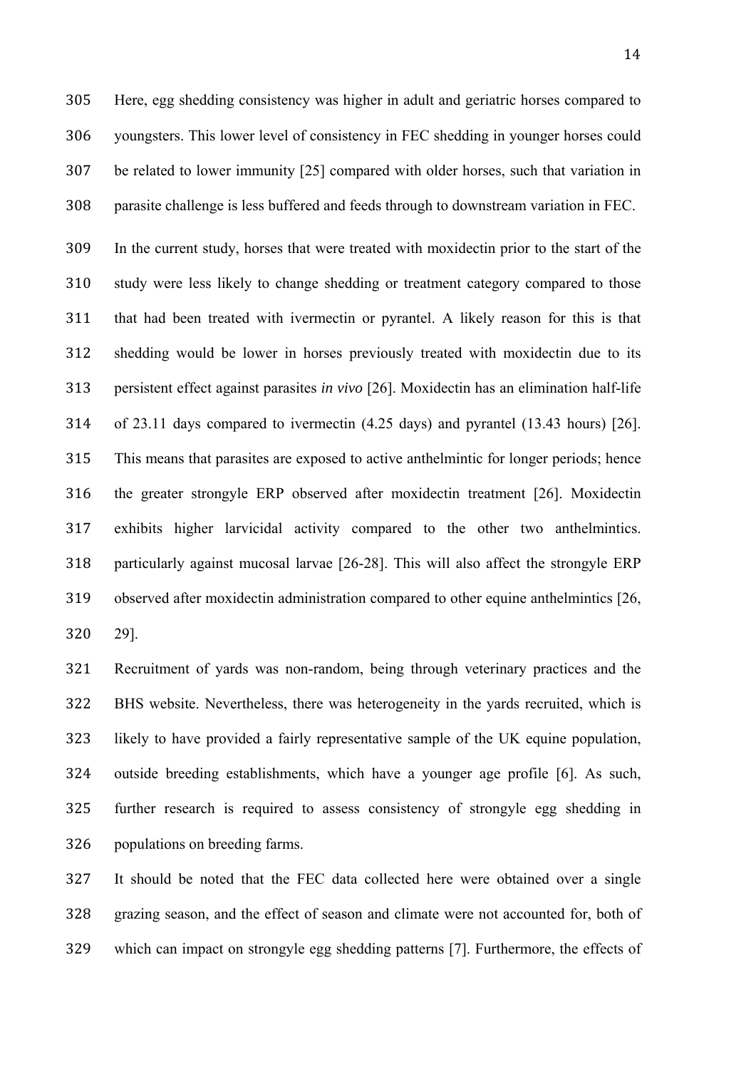Here, egg shedding consistency was higher in adult and geriatric horses compared to youngsters. This lower level of consistency in FEC shedding in younger horses could be related to lower immunity [25] compared with older horses, such that variation in parasite challenge is less buffered and feeds through to downstream variation in FEC.

In the current study, horses that were treated with moxidectin prior to the start of the study were less likely to change shedding or treatment category compared to those that had been treated with ivermectin or pyrantel. A likely reason for this is that shedding would be lower in horses previously treated with moxidectin due to its persistent effect against parasites *in vivo* [26]. Moxidectin has an elimination half-life of 23.11 days compared to ivermectin (4.25 days) and pyrantel (13.43 hours) [26]. This means that parasites are exposed to active anthelmintic for longer periods; hence the greater strongyle ERP observed after moxidectin treatment [26]. Moxidectin exhibits higher larvicidal activity compared to the other two anthelmintics. particularly against mucosal larvae [26-28]. This will also affect the strongyle ERP observed after moxidectin administration compared to other equine anthelmintics [26, 29].

Recruitment of yards was non-random, being through veterinary practices and the BHS website. Nevertheless, there was heterogeneity in the yards recruited, which is likely to have provided a fairly representative sample of the UK equine population, outside breeding establishments, which have a younger age profile [6]. As such, further research is required to assess consistency of strongyle egg shedding in populations on breeding farms.

It should be noted that the FEC data collected here were obtained over a single grazing season, and the effect of season and climate were not accounted for, both of which can impact on strongyle egg shedding patterns [7]. Furthermore, the effects of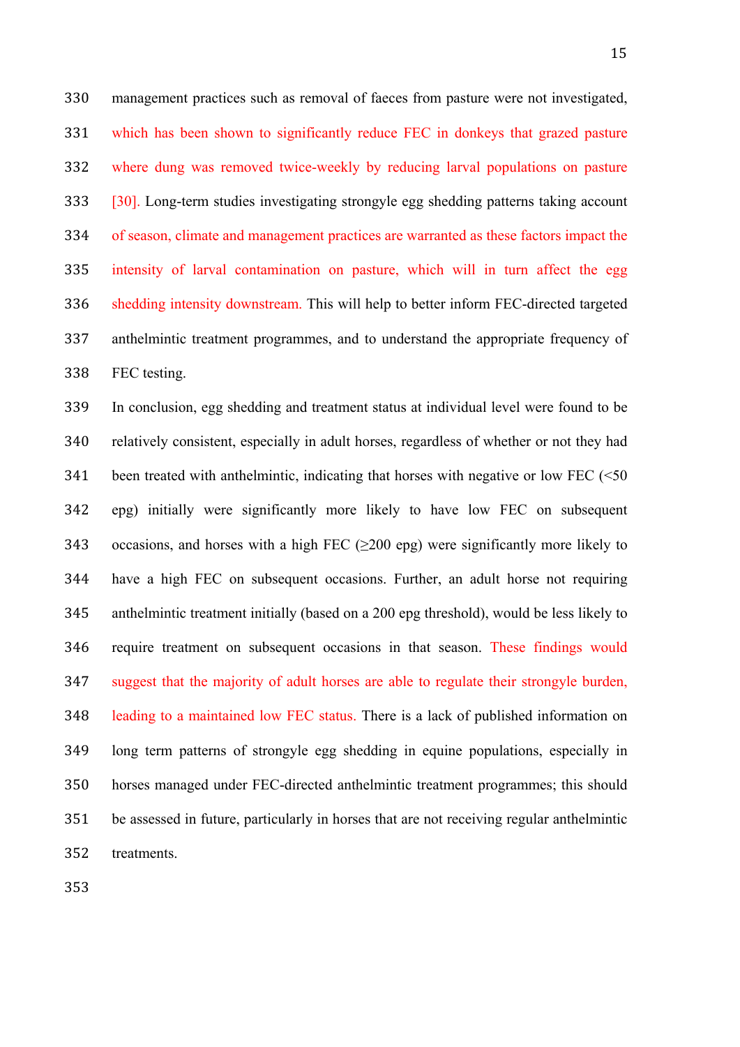management practices such as removal of faeces from pasture were not investigated, which has been shown to significantly reduce FEC in donkeys that grazed pasture where dung was removed twice-weekly by reducing larval populations on pasture [30]. Long-term studies investigating strongyle egg shedding patterns taking account of season, climate and management practices are warranted as these factors impact the intensity of larval contamination on pasture, which will in turn affect the egg shedding intensity downstream. This will help to better inform FEC-directed targeted anthelmintic treatment programmes, and to understand the appropriate frequency of FEC testing.

In conclusion, egg shedding and treatment status at individual level were found to be relatively consistent, especially in adult horses, regardless of whether or not they had been treated with anthelmintic, indicating that horses with negative or low FEC (<50 epg) initially were significantly more likely to have low FEC on subsequent occasions, and horses with a high FEC (≥200 epg) were significantly more likely to have a high FEC on subsequent occasions. Further, an adult horse not requiring anthelmintic treatment initially (based on a 200 epg threshold), would be less likely to require treatment on subsequent occasions in that season. These findings would suggest that the majority of adult horses are able to regulate their strongyle burden, leading to a maintained low FEC status. There is a lack of published information on long term patterns of strongyle egg shedding in equine populations, especially in horses managed under FEC-directed anthelmintic treatment programmes; this should be assessed in future, particularly in horses that are not receiving regular anthelmintic treatments.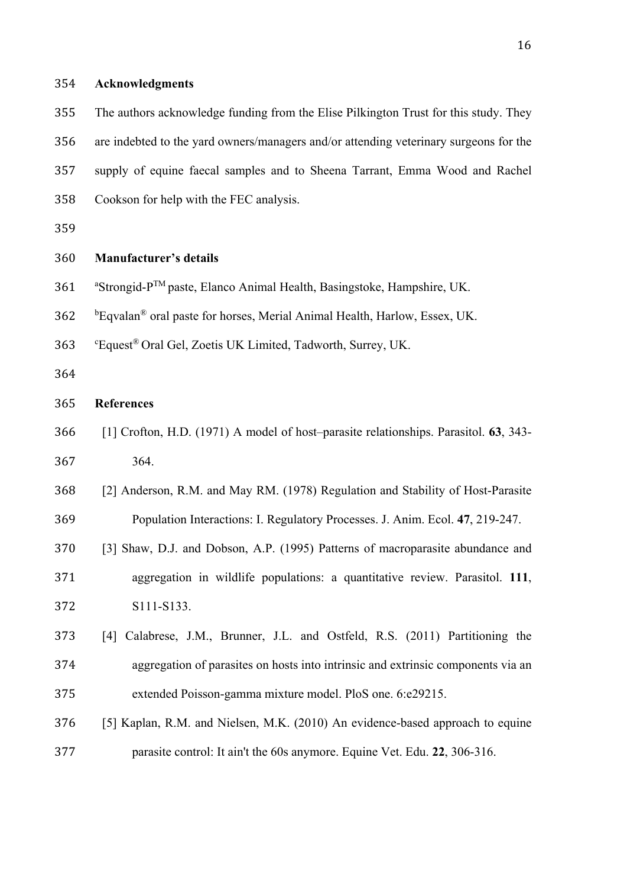## Acknowledgments

The authors acknowledge funding from the Elise Pilkington Trust for this study. They are indebted to the yard owners/managers and/or attending veterinary surgeons for the supply of equine faecal samples and to Sheena Tarrant, Emma Wood and Rachel Cookson for help with the FEC analysis.

## Manufacturer's details

[a]Strongid-P™ paste, Elanco Animal Health, Basingstoke, Hampshire, UK.

[b]Eqvalan® oral paste for horses, Merial Animal Health, Harlow, Essex, UK.

[c]Equest® Oral Gel, Zoetis UK Limited, Tadworth, Surrey, UK.

## References

[1] Crofton, H.D. (1971) A model of host–parasite relationships. Parasitol. **63**, 343-364.

[2] Anderson, R.M. and May RM. (1978) Regulation and Stability of Host-Parasite Population Interactions: I. Regulatory Processes. J. Anim. Ecol. **47**, 219-247.

[3] Shaw, D.J. and Dobson, A.P. (1995) Patterns of macroparasite abundance and aggregation in wildlife populations: a quantitative review. Parasitol. **111**, S111-S133.

[4] Calabrese, J.M., Brunner, J.L. and Ostfeld, R.S. (2011) Partitioning the aggregation of parasites on hosts into intrinsic and extrinsic components via an extended Poisson-gamma mixture model. PloS one. 6:e29215.

[5] Kaplan, R.M. and Nielsen, M.K. (2010) An evidence-based approach to equine parasite control: It ain't the 60s anymore. Equine Vet. Edu. **22**, 306-316.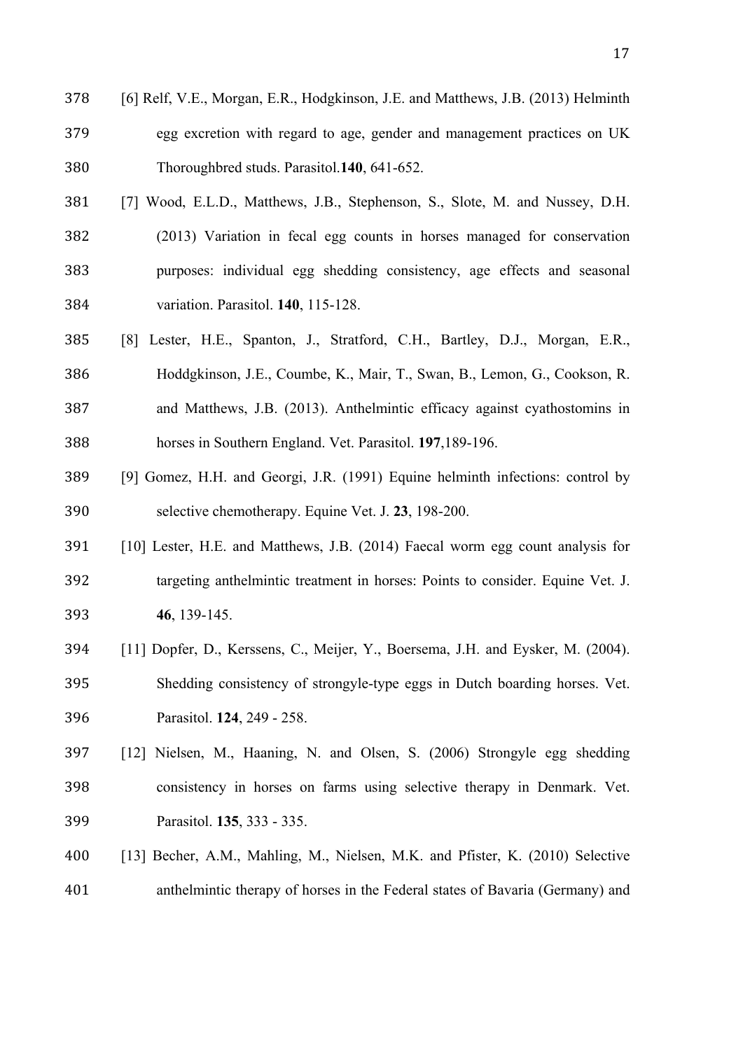[6] Relf, V.E., Morgan, E.R., Hodgkinson, J.E. and Matthews, J.B. (2013) Helminth egg excretion with regard to age, gender and management practices on UK Thoroughbred studs. Parasitol.**140**, 641-652.

[7] Wood, E.L.D., Matthews, J.B., Stephenson, S., Slote, M. and Nussey, D.H. (2013) Variation in fecal egg counts in horses managed for conservation purposes: individual egg shedding consistency, age effects and seasonal variation. Parasitol. **140**, 115-128.

[8] Lester, H.E., Spanton, J., Stratford, C.H., Bartley, D.J., Morgan, E.R., Hoddgkinson, J.E., Coumbe, K., Mair, T., Swan, B., Lemon, G., Cookson, R. and Matthews, J.B. (2013). Anthelmintic efficacy against cyathostomins in horses in Southern England. Vet. Parasitol. **197**,189-196.

[9] Gomez, H.H. and Georgi, J.R. (1991) Equine helminth infections: control by selective chemotherapy. Equine Vet. J. **23**, 198-200.

[10] Lester, H.E. and Matthews, J.B. (2014) Faecal worm egg count analysis for targeting anthelmintic treatment in horses: Points to consider. Equine Vet. J. **46**, 139-145.

[11] Dopfer, D., Kerssens, C., Meijer, Y., Boersema, J.H. and Eysker, M. (2004). Shedding consistency of strongyle-type eggs in Dutch boarding horses. Vet. Parasitol. **124**, 249 - 258.

[12] Nielsen, M., Haaning, N. and Olsen, S. (2006) Strongyle egg shedding consistency in horses on farms using selective therapy in Denmark. Vet. Parasitol. **135**, 333 - 335.

[13] Becher, A.M., Mahling, M., Nielsen, M.K. and Pfister, K. (2010) Selective anthelmintic therapy of horses in the Federal states of Bavaria (Germany) and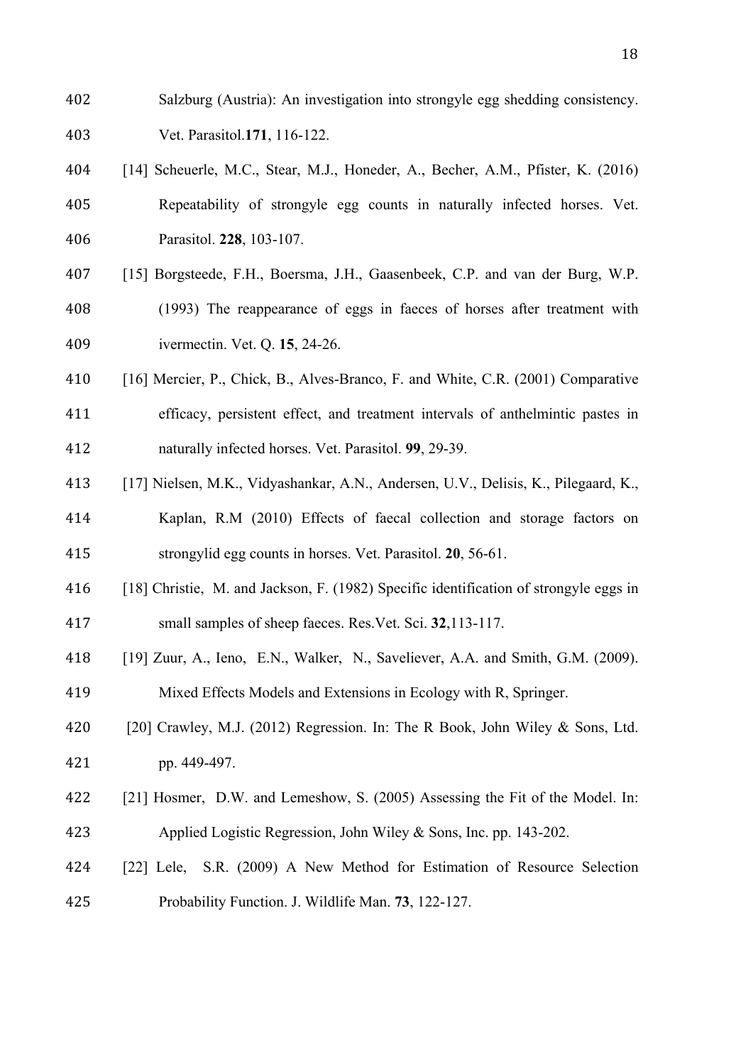Salzburg (Austria): An investigation into strongyle egg shedding consistency. Vet. Parasitol.**171**, 116-122.

[14] Scheuerle, M.C., Stear, M.J., Honeder, A., Becher, A.M., Pfister, K. (2016) Repeatability of strongyle egg counts in naturally infected horses. Vet. Parasitol. **228**, 103-107.

[15] Borgsteede, F.H., Boersma, J.H., Gaasenbeek, C.P. and van der Burg, W.P. (1993) The reappearance of eggs in faeces of horses after treatment with ivermectin. Vet. Q. **15**, 24-26.

[16] Mercier, P., Chick, B., Alves-Branco, F. and White, C.R. (2001) Comparative efficacy, persistent effect, and treatment intervals of anthelmintic pastes in naturally infected horses. Vet. Parasitol. **99**, 29-39.

[17] Nielsen, M.K., Vidyashankar, A.N., Andersen, U.V., Delisis, K., Pilegaard, K., Kaplan, R.M (2010) Effects of faecal collection and storage factors on strongylid egg counts in horses. Vet. Parasitol. **20**, 56-61.

[18] Christie, M. and Jackson, F. (1982) Specific identification of strongyle eggs in small samples of sheep faeces. Res.Vet. Sci. **32**,113-117.

[19] Zuur, A., Ieno, E.N., Walker, N., Saveliever, A.A. and Smith, G.M. (2009). Mixed Effects Models and Extensions in Ecology with R, Springer.

[20] Crawley, M.J. (2012) Regression. In: The R Book, John Wiley & Sons, Ltd. pp. 449-497.

[21] Hosmer, D.W. and Lemeshow, S. (2005) Assessing the Fit of the Model. In: Applied Logistic Regression, John Wiley & Sons, Inc. pp. 143-202.

[22] Lele, S.R. (2009) A New Method for Estimation of Resource Selection Probability Function. J. Wildlife Man. **73**, 122-127.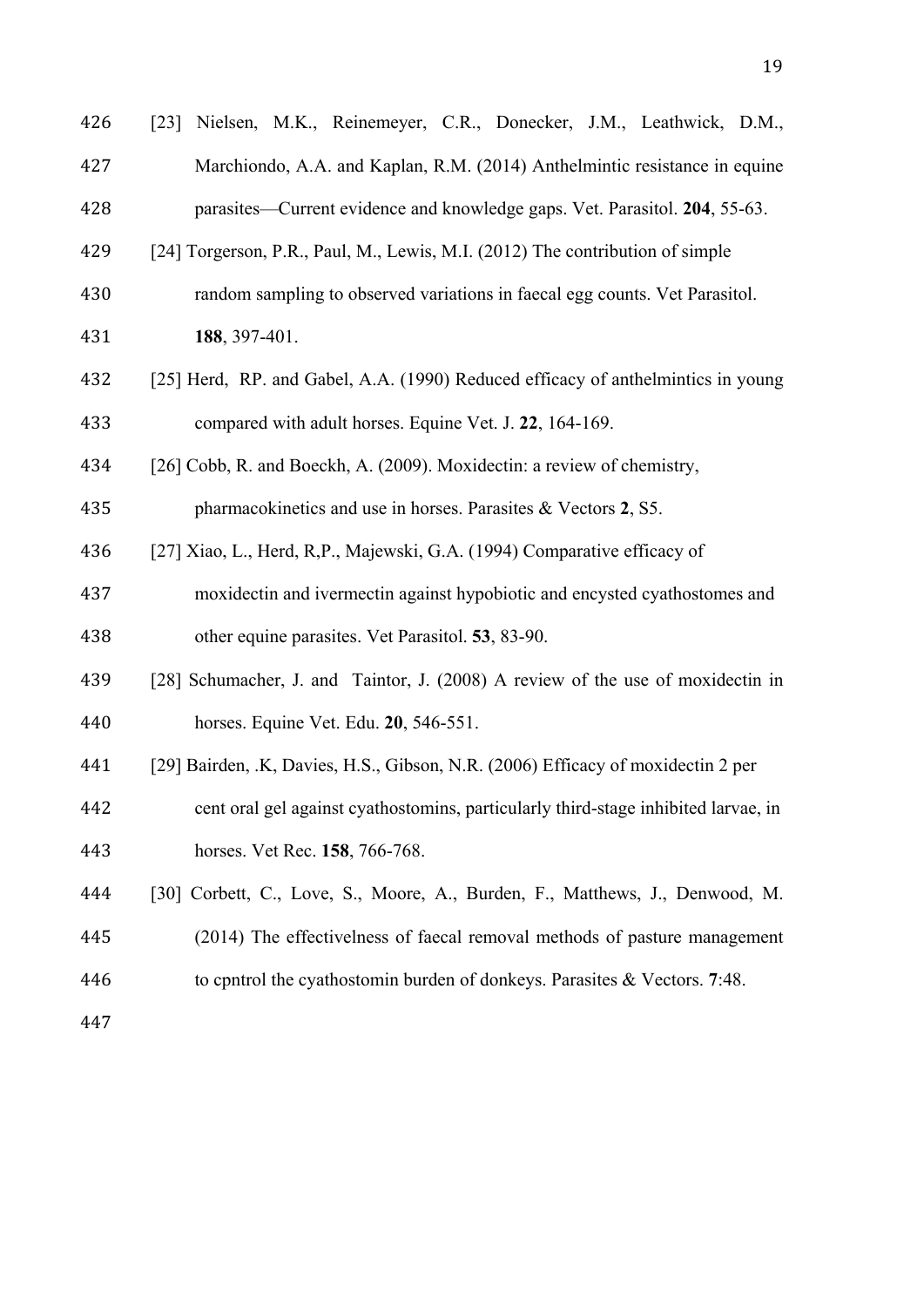[23] Nielsen, M.K., Reinemeyer, C.R., Donecker, J.M., Leathwick, D.M., Marchiondo, A.A. and Kaplan, R.M. (2014) Anthelmintic resistance in equine parasites—Current evidence and knowledge gaps. Vet. Parasitol. **204**, 55-63.

[24] Torgerson, P.R., Paul, M., Lewis, M.I. (2012) The contribution of simple random sampling to observed variations in faecal egg counts. Vet Parasitol. **188**, 397-401.

[25] Herd, RP. and Gabel, A.A. (1990) Reduced efficacy of anthelmintics in young compared with adult horses. Equine Vet. J. **22**, 164-169.

[26] Cobb, R. and Boeckh, A. (2009). Moxidectin: a review of chemistry, pharmacokinetics and use in horses. Parasites & Vectors **2**, S5.

[27] Xiao, L., Herd, R,P., Majewski, G.A. (1994) Comparative efficacy of moxidectin and ivermectin against hypobiotic and encysted cyathostomes and other equine parasites. Vet Parasitol. **53**, 83-90.

[28] Schumacher, J. and Taintor, J. (2008) A review of the use of moxidectin in horses. Equine Vet. Edu. **20**, 546-551.

[29] Bairden, .K, Davies, H.S., Gibson, N.R. (2006) Efficacy of moxidectin 2 per cent oral gel against cyathostomins, particularly third-stage inhibited larvae, in horses. Vet Rec. **158**, 766-768.

[30] Corbett, C., Love, S., Moore, A., Burden, F., Matthews, J., Denwood, M. (2014) The effectivelness of faecal removal methods of pasture management to cpntrol the cyathostomin burden of donkeys. Parasites & Vectors. **7**:48.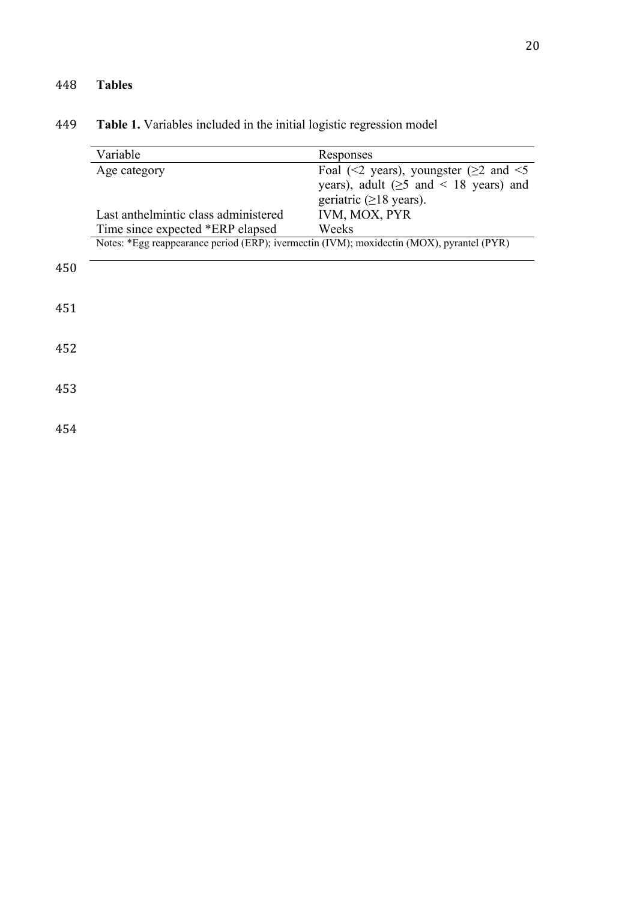## Tables

**Table 1.** Variables included in the initial logistic regression model

| Variable | Responses |
|---|---|
| Age category | Foal (<2 years), youngster (≥2 and <5 years), adult (≥5 and < 18 years) and geriatric (≥18 years). |
| Last anthelmintic class administered | IVM, MOX, PYR |
| Time since expected *ERP elapsed | Weeks |

Notes: *Egg reappearance period (ERP); ivermectin (IVM); moxidectin (MOX), pyrantel (PYR)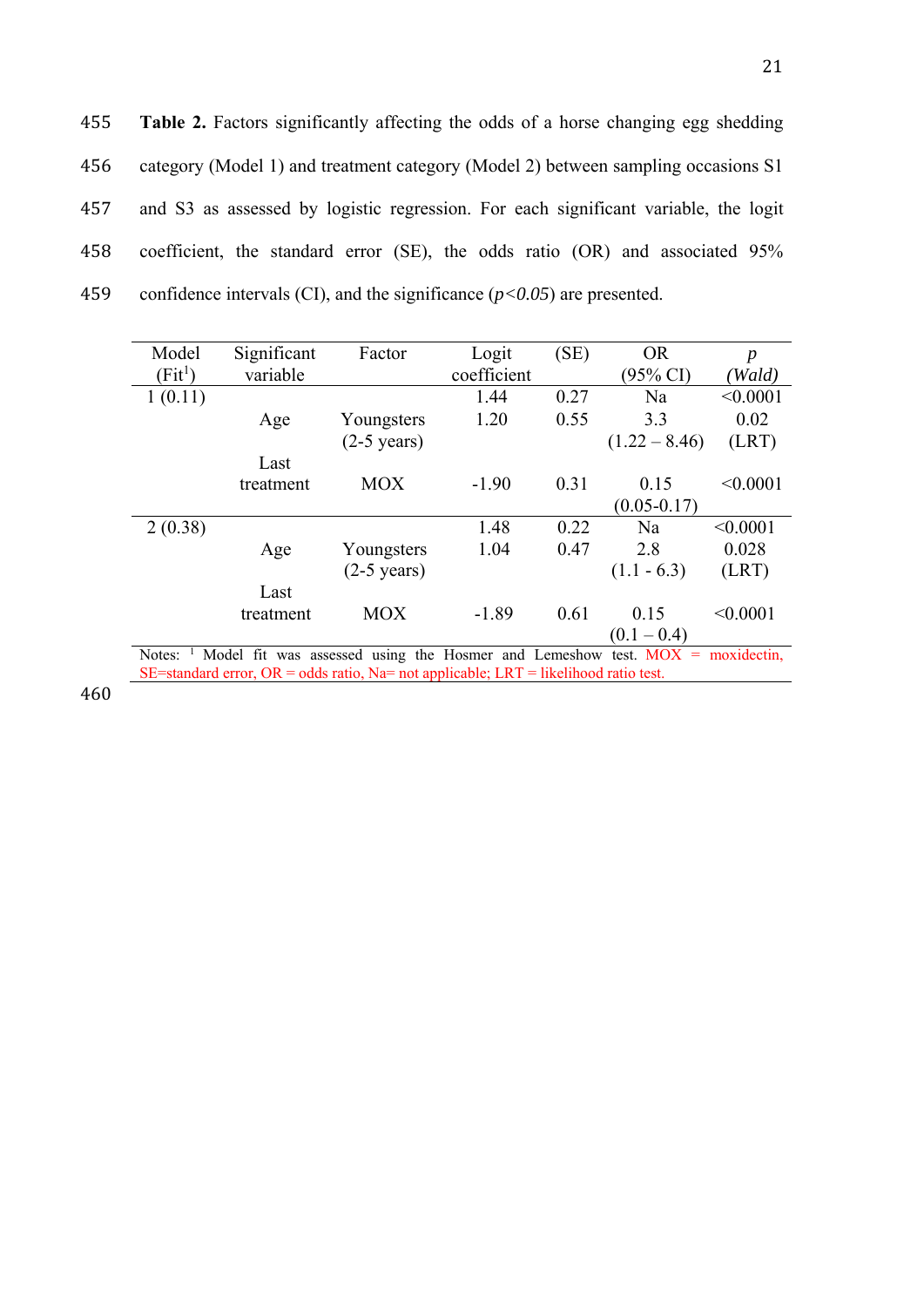**Table 2.** Factors significantly affecting the odds of a horse changing egg shedding category (Model 1) and treatment category (Model 2) between sampling occasions S1 and S3 as assessed by logistic regression. For each significant variable, the logit coefficient, the standard error (SE), the odds ratio (OR) and associated 95% confidence intervals (CI), and the significance (*p<0.05*) are presented.

| Model (Fit[1]) | Significant variable | Factor | Logit coefficient | (SE) | OR (95% CI) | *p* *(Wald)* |
|---|---|---|---|---|---|---|
| 1 (0.11) | | | 1.44 | 0.27 | Na | <0.0001 |
| | Age | Youngsters (2-5 years) | 1.20 | 0.55 | 3.3 (1.22 – 8.46) | 0.02 (LRT) |
| | Last treatment | MOX | -1.90 | 0.31 | 0.15 (0.05-0.17) | <0.0001 |
| 2 (0.38) | | | 1.48 | 0.22 | Na | <0.0001 |
| | Age | Youngsters (2-5 years) | 1.04 | 0.47 | 2.8 (1.1 - 6.3) | 0.028 (LRT) |
| | Last treatment | MOX | -1.89 | 0.61 | 0.15 (0.1 – 0.4) | <0.0001 |

Notes: [1] Model fit was assessed using the Hosmer and Lemeshow test. MOX = moxidectin, SE=standard error, OR = odds ratio, Na= not applicable; LRT = likelihood ratio test.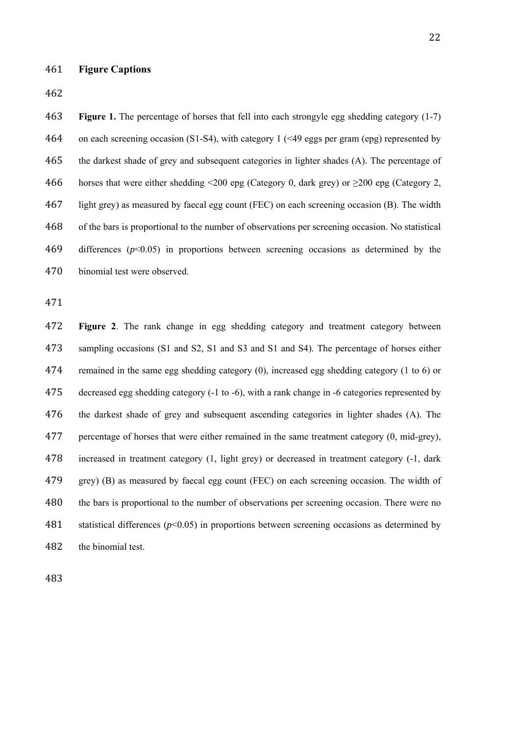# Figure Captions

**Figure 1.** The percentage of horses that fell into each strongyle egg shedding category (1-7) on each screening occasion (S1-S4), with category 1 (<49 eggs per gram (epg) represented by the darkest shade of grey and subsequent categories in lighter shades (A). The percentage of horses that were either shedding <200 epg (Category 0, dark grey) or ≥200 epg (Category 2, light grey) as measured by faecal egg count (FEC) on each screening occasion (B). The width of the bars is proportional to the number of observations per screening occasion. No statistical differences ($p$<0.05) in proportions between screening occasions as determined by the binomial test were observed.

**Figure 2**. The rank change in egg shedding category and treatment category between sampling occasions (S1 and S2, S1 and S3 and S1 and S4). The percentage of horses either remained in the same egg shedding category (0), increased egg shedding category (1 to 6) or decreased egg shedding category (-1 to -6), with a rank change in -6 categories represented by the darkest shade of grey and subsequent ascending categories in lighter shades (A). The percentage of horses that were either remained in the same treatment category (0, mid-grey), increased in treatment category (1, light grey) or decreased in treatment category (-1, dark grey) (B) as measured by faecal egg count (FEC) on each screening occasion. The width of the bars is proportional to the number of observations per screening occasion. There were no statistical differences ($p$<0.05) in proportions between screening occasions as determined by the binomial test.